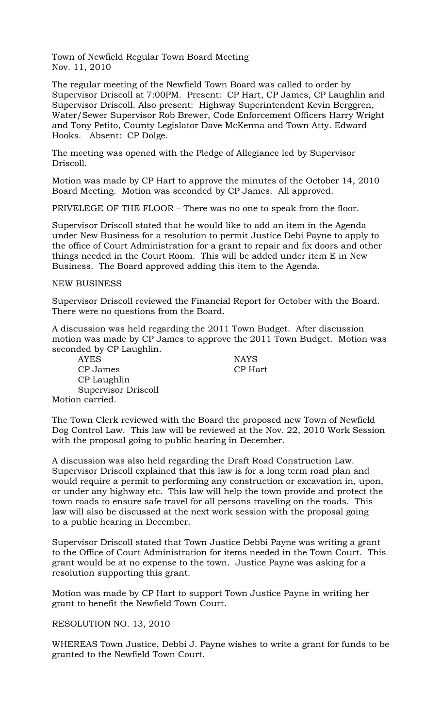Town of Newfield Regular Town Board Meeting
Nov. 11, 2010

The regular meeting of the Newfield Town Board was called to order by Supervisor Driscoll at 7:00PM. Present: CP Hart, CP James, CP Laughlin and Supervisor Driscoll. Also present: Highway Superintendent Kevin Berggren, Water/Sewer Supervisor Rob Brewer, Code Enforcement Officers Harry Wright and Tony Petito, County Legislator Dave McKenna and Town Atty. Edward Hooks. Absent: CP Dolge.

The meeting was opened with the Pledge of Allegiance led by Supervisor Driscoll.

Motion was made by CP Hart to approve the minutes of the October 14, 2010 Board Meeting. Motion was seconded by CP James. All approved.

PRIVELEGE OF THE FLOOR – There was no one to speak from the floor.

Supervisor Driscoll stated that he would like to add an item in the Agenda under New Business for a resolution to permit Justice Debi Payne to apply to the office of Court Administration for a grant to repair and fix doors and other things needed in the Court Room. This will be added under item E in New Business. The Board approved adding this item to the Agenda.

NEW BUSINESS

Supervisor Driscoll reviewed the Financial Report for October with the Board. There were no questions from the Board.

A discussion was held regarding the 2011 Town Budget. After discussion motion was made by CP James to approve the 2011 Town Budget. Motion was seconded by CP Laughlin.

| AYES | NAYS |
|---|---|
| CP James | CP Hart |
| CP Laughlin | |
| Supervisor Driscoll | |

Motion carried.

The Town Clerk reviewed with the Board the proposed new Town of Newfield Dog Control Law. This law will be reviewed at the Nov. 22, 2010 Work Session with the proposal going to public hearing in December.

A discussion was also held regarding the Draft Road Construction Law. Supervisor Driscoll explained that this law is for a long term road plan and would require a permit to performing any construction or excavation in, upon, or under any highway etc. This law will help the town provide and protect the town roads to ensure safe travel for all persons traveling on the roads. This law will also be discussed at the next work session with the proposal going to a public hearing in December.

Supervisor Driscoll stated that Town Justice Debbi Payne was writing a grant to the Office of Court Administration for items needed in the Town Court. This grant would be at no expense to the town. Justice Payne was asking for a resolution supporting this grant.

Motion was made by CP Hart to support Town Justice Payne in writing her grant to benefit the Newfield Town Court.

RESOLUTION NO. 13, 2010

WHEREAS Town Justice, Debbi J. Payne wishes to write a grant for funds to be granted to the Newfield Town Court.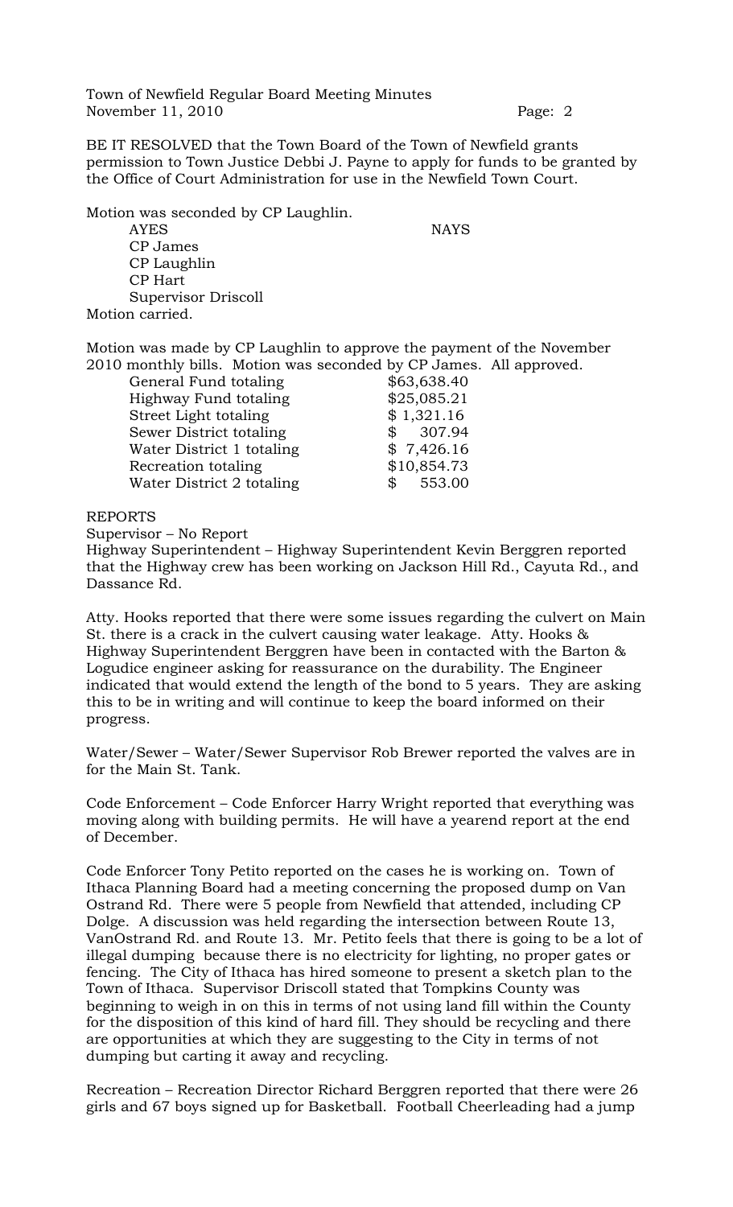BE IT RESOLVED that the Town Board of the Town of Newfield grants permission to Town Justice Debbi J. Payne to apply for funds to be granted by the Office of Court Administration for use in the Newfield Town Court.

Motion was seconded by CP Laughlin.

| AYES | NAYS |
| --- | --- |
| CP James | |
| CP Laughlin | |
| CP Hart | |
| Supervisor Driscoll | |

Motion carried.

Motion was made by CP Laughlin to approve the payment of the November 2010 monthly bills. Motion was seconded by CP James. All approved.

| Fund | Amount |
| --- | --- |
| General Fund totaling | $63,638.40 |
| Highway Fund totaling | $25,085.21 |
| Street Light totaling | $ 1,321.16 |
| Sewer District totaling | $ 307.94 |
| Water District 1 totaling | $ 7,426.16 |
| Recreation totaling | $10,854.73 |
| Water District 2 totaling | $ 553.00 |

REPORTS

Supervisor – No Report

Highway Superintendent – Highway Superintendent Kevin Berggren reported that the Highway crew has been working on Jackson Hill Rd., Cayuta Rd., and Dassance Rd.

Atty. Hooks reported that there were some issues regarding the culvert on Main St. there is a crack in the culvert causing water leakage. Atty. Hooks & Highway Superintendent Berggren have been in contacted with the Barton & Logudice engineer asking for reassurance on the durability. The Engineer indicated that would extend the length of the bond to 5 years. They are asking this to be in writing and will continue to keep the board informed on their progress.

Water/Sewer – Water/Sewer Supervisor Rob Brewer reported the valves are in for the Main St. Tank.

Code Enforcement – Code Enforcer Harry Wright reported that everything was moving along with building permits. He will have a yearend report at the end of December.

Code Enforcer Tony Petito reported on the cases he is working on. Town of Ithaca Planning Board had a meeting concerning the proposed dump on Van Ostrand Rd. There were 5 people from Newfield that attended, including CP Dolge. A discussion was held regarding the intersection between Route 13, VanOstrand Rd. and Route 13. Mr. Petito feels that there is going to be a lot of illegal dumping because there is no electricity for lighting, no proper gates or fencing. The City of Ithaca has hired someone to present a sketch plan to the Town of Ithaca. Supervisor Driscoll stated that Tompkins County was beginning to weigh in on this in terms of not using land fill within the County for the disposition of this kind of hard fill. They should be recycling and there are opportunities at which they are suggesting to the City in terms of not dumping but carting it away and recycling.

Recreation – Recreation Director Richard Berggren reported that there were 26 girls and 67 boys signed up for Basketball. Football Cheerleading had a jump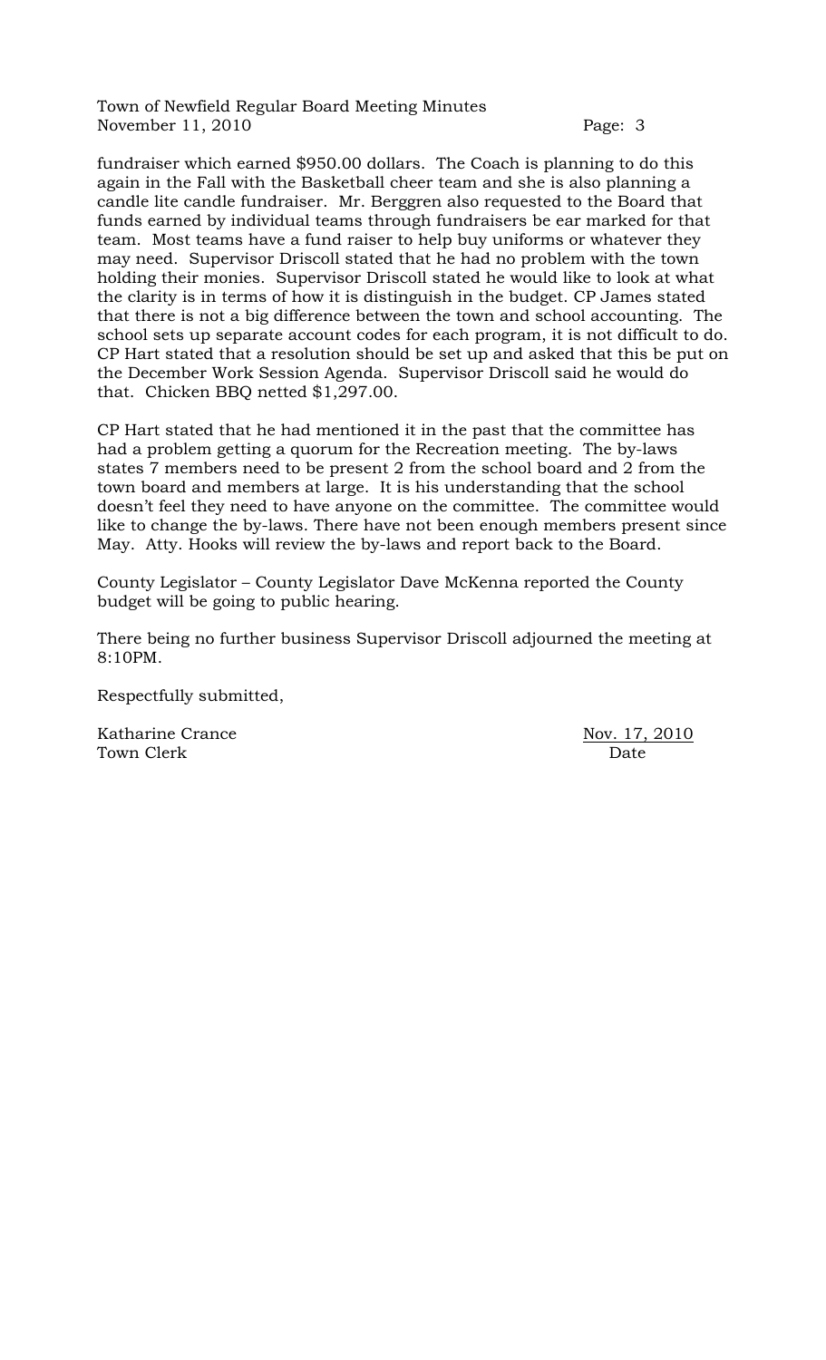fundraiser which earned $950.00 dollars. The Coach is planning to do this again in the Fall with the Basketball cheer team and she is also planning a candle lite candle fundraiser. Mr. Berggren also requested to the Board that funds earned by individual teams through fundraisers be ear marked for that team. Most teams have a fund raiser to help buy uniforms or whatever they may need. Supervisor Driscoll stated that he had no problem with the town holding their monies. Supervisor Driscoll stated he would like to look at what the clarity is in terms of how it is distinguish in the budget. CP James stated that there is not a big difference between the town and school accounting. The school sets up separate account codes for each program, it is not difficult to do. CP Hart stated that a resolution should be set up and asked that this be put on the December Work Session Agenda. Supervisor Driscoll said he would do that. Chicken BBQ netted $1,297.00.

CP Hart stated that he had mentioned it in the past that the committee has had a problem getting a quorum for the Recreation meeting. The by-laws states 7 members need to be present 2 from the school board and 2 from the town board and members at large. It is his understanding that the school doesn't feel they need to have anyone on the committee. The committee would like to change the by-laws. There have not been enough members present since May. Atty. Hooks will review the by-laws and report back to the Board.

County Legislator – County Legislator Dave McKenna reported the County budget will be going to public hearing.

There being no further business Supervisor Driscoll adjourned the meeting at 8:10PM.

Respectfully submitted,

Katharine Crance &nbsp;&nbsp;&nbsp;&nbsp;&nbsp;&nbsp;&nbsp;&nbsp;&nbsp;&nbsp;&nbsp;&nbsp;&nbsp;&nbsp;&nbsp;&nbsp; Nov. 17, 2010
Town Clerk &nbsp;&nbsp;&nbsp;&nbsp;&nbsp;&nbsp;&nbsp;&nbsp;&nbsp;&nbsp;&nbsp;&nbsp;&nbsp;&nbsp;&nbsp;&nbsp;&nbsp;&nbsp;&nbsp;&nbsp;&nbsp;&nbsp;&nbsp;&nbsp; Date